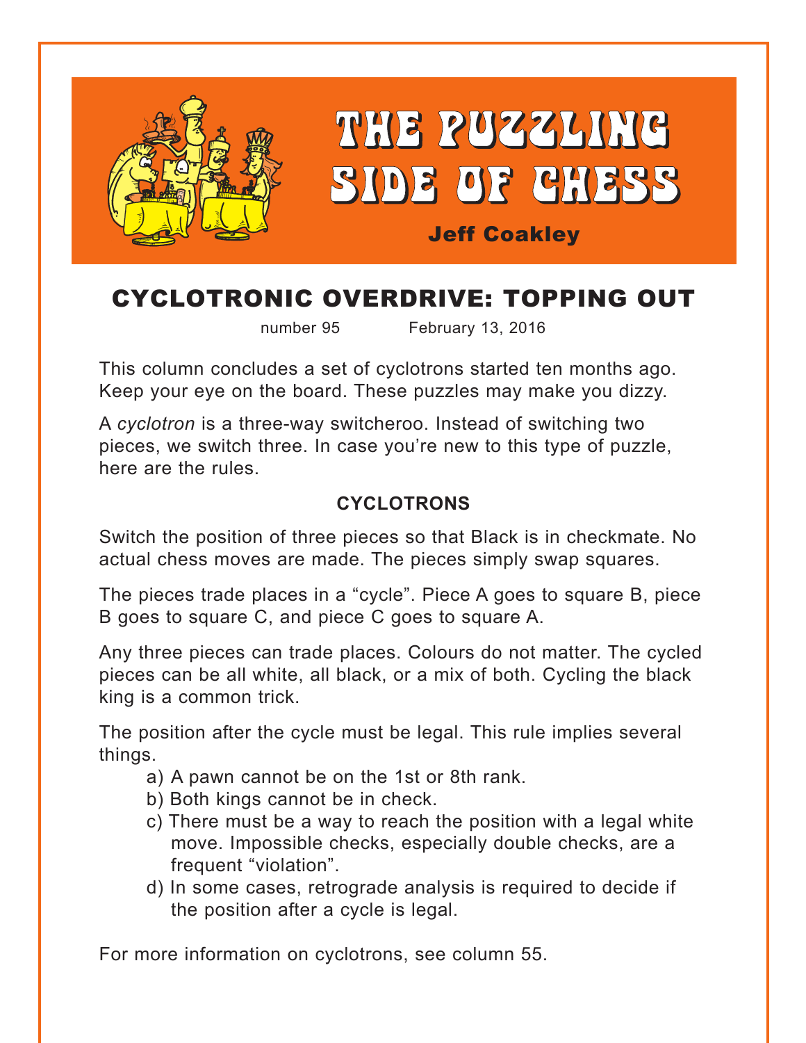# THE PUZZLING SIDE OF CHESS

**Jeff Coakley**

## CYCLOTRONIC OVERDRIVE: TOPPING OUT

number 95 February 13, 2016

This column concludes a set of cyclotrons started ten months ago. Keep your eye on the board. These puzzles may make you dizzy.

A *cyclotron* is a three-way switcheroo. Instead of switching two pieces, we switch three. In case you're new to this type of puzzle, here are the rules.

### CYCLOTRONS

Switch the position of three pieces so that Black is in checkmate. No actual chess moves are made. The pieces simply swap squares.

The pieces trade places in a "cycle". Piece A goes to square B, piece B goes to square C, and piece C goes to square A.

Any three pieces can trade places. Colours do not matter. The cycled pieces can be all white, all black, or a mix of both. Cycling the black king is a common trick.

The position after the cycle must be legal. This rule implies several things.

a) A pawn cannot be on the 1st or 8th rank.
b) Both kings cannot be in check.
c) There must be a way to reach the position with a legal white move. Impossible checks, especially double checks, are a frequent "violation".
d) In some cases, retrograde analysis is required to decide if the position after a cycle is legal.

For more information on cyclotrons, see column 55.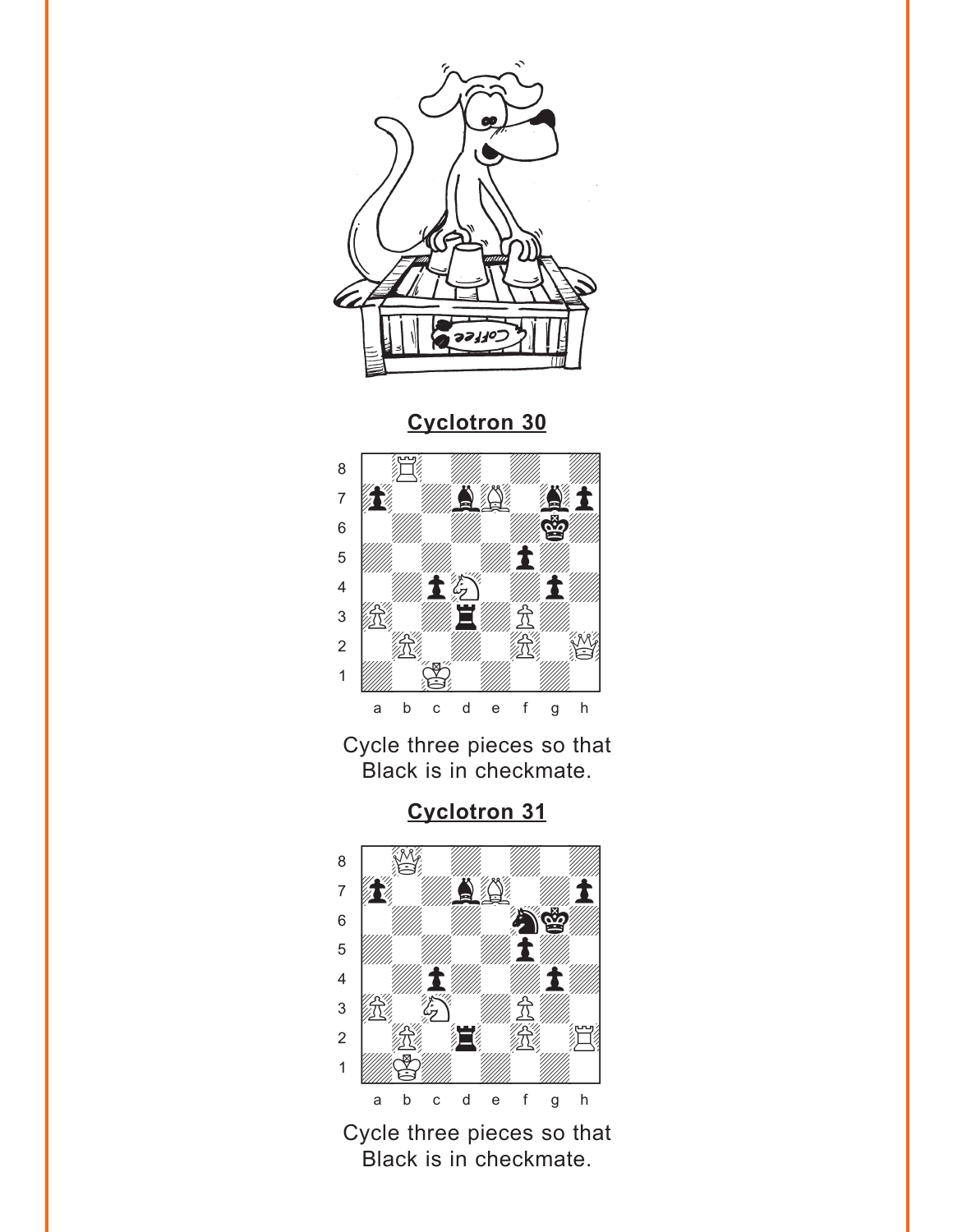## Cyclotron 30

Cycle three pieces so that Black is in checkmate.

## Cyclotron 31

Cycle three pieces so that Black is in checkmate.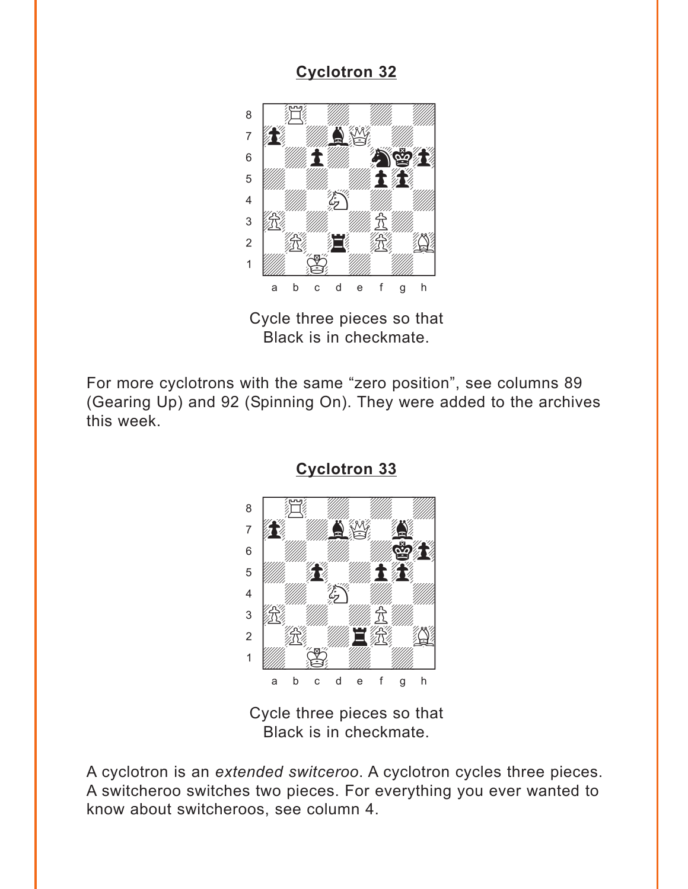**Cyclotron 32**

Cycle three pieces so that
Black is in checkmate.

For more cyclotrons with the same “zero position”, see columns 89 (Gearing Up) and 92 (Spinning On). They were added to the archives this week.

**Cyclotron 33**

Cycle three pieces so that
Black is in checkmate.

A cyclotron is an *extended switceroo*. A cyclotron cycles three pieces. A switcheroo switches two pieces. For everything you ever wanted to know about switcheroos, see column 4.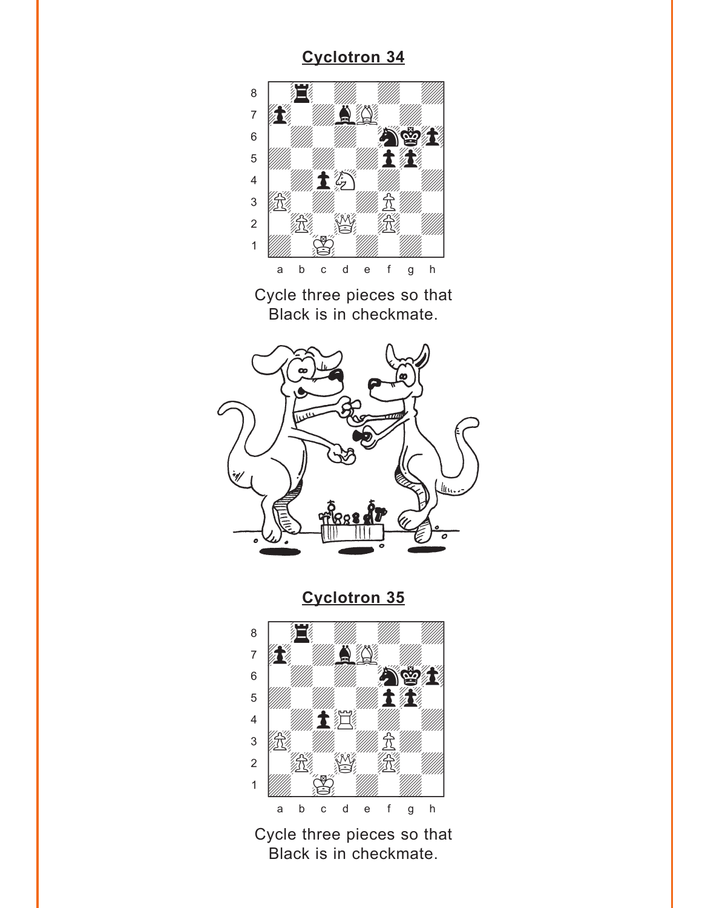## Cyclotron 34

Cycle three pieces so that Black is in checkmate.

## Cyclotron 35

Cycle three pieces so that Black is in checkmate.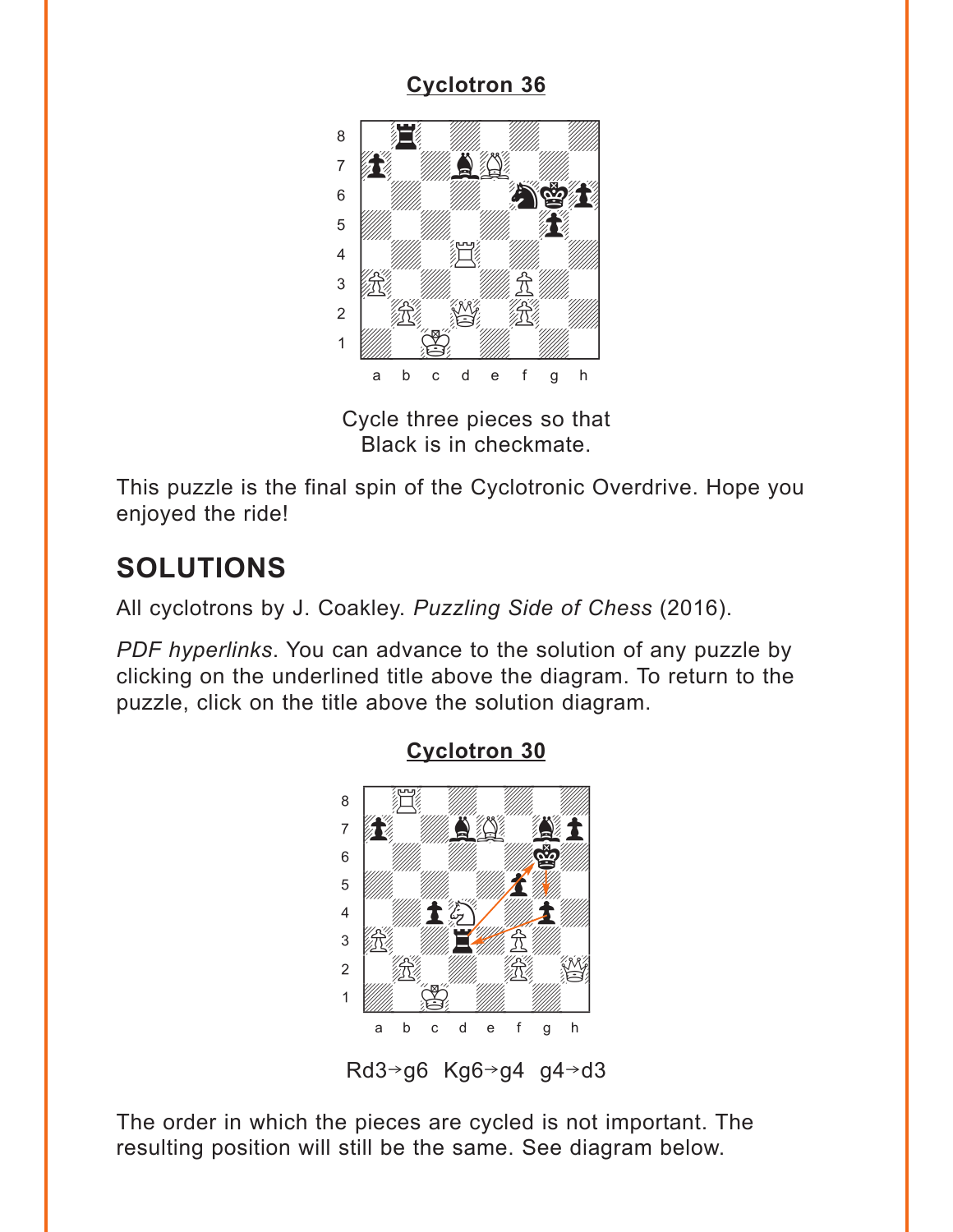**Cyclotron 36**

Cycle three pieces so that
Black is in checkmate.

This puzzle is the final spin of the Cyclotronic Overdrive. Hope you enjoyed the ride!

## SOLUTIONS

All cyclotrons by J. Coakley. *Puzzling Side of Chess* (2016).

*PDF hyperlinks*. You can advance to the solution of any puzzle by clicking on the underlined title above the diagram. To return to the puzzle, click on the title above the solution diagram.

**Cyclotron 30**

Rd3→g6  Kg6→g4  g4→d3

The order in which the pieces are cycled is not important. The resulting position will still be the same. See diagram below.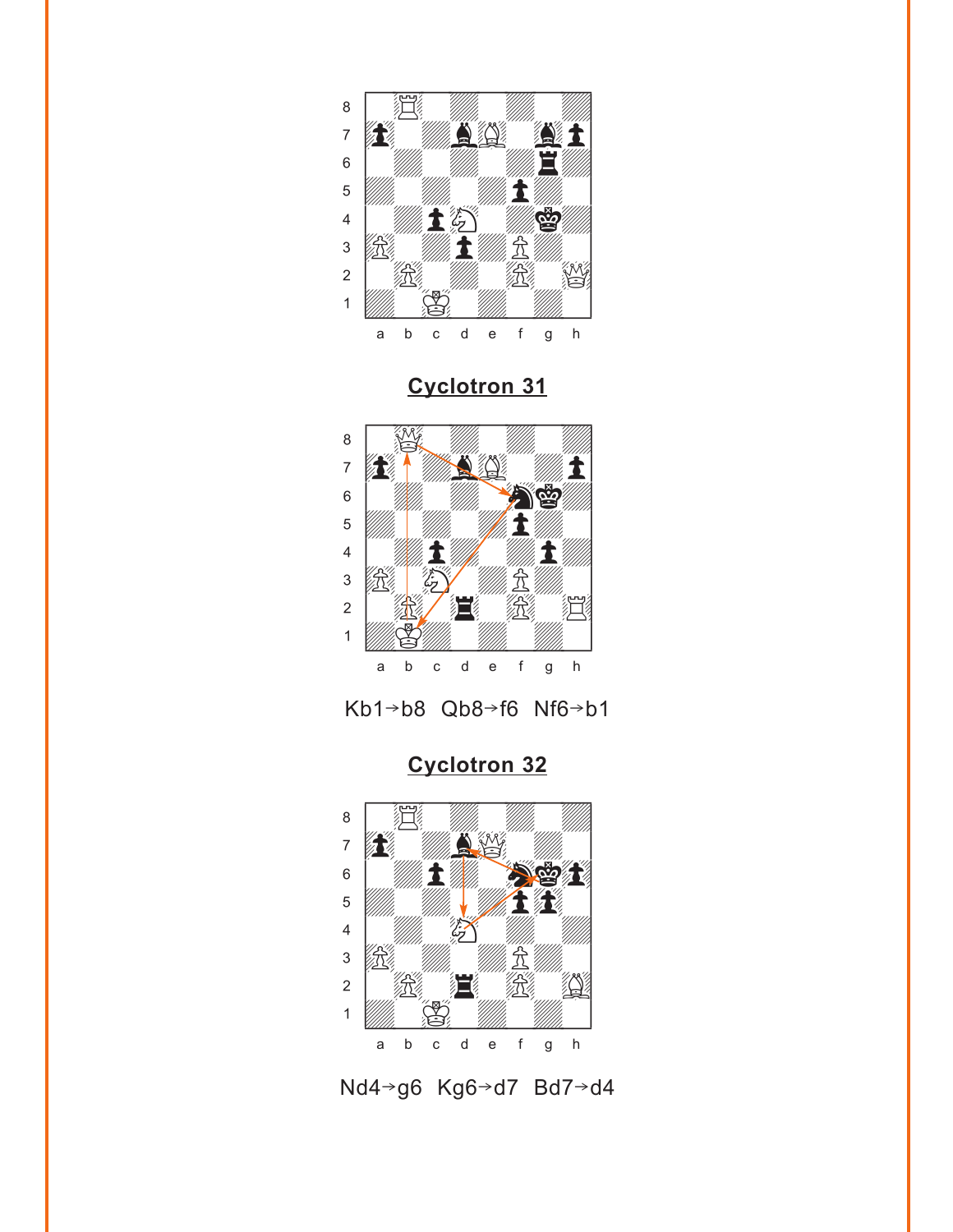## Cyclotron 31

Kb1→b8 Qb8→f6 Nf6→b1

## Cyclotron 32

Nd4→g6 Kg6→d7 Bd7→d4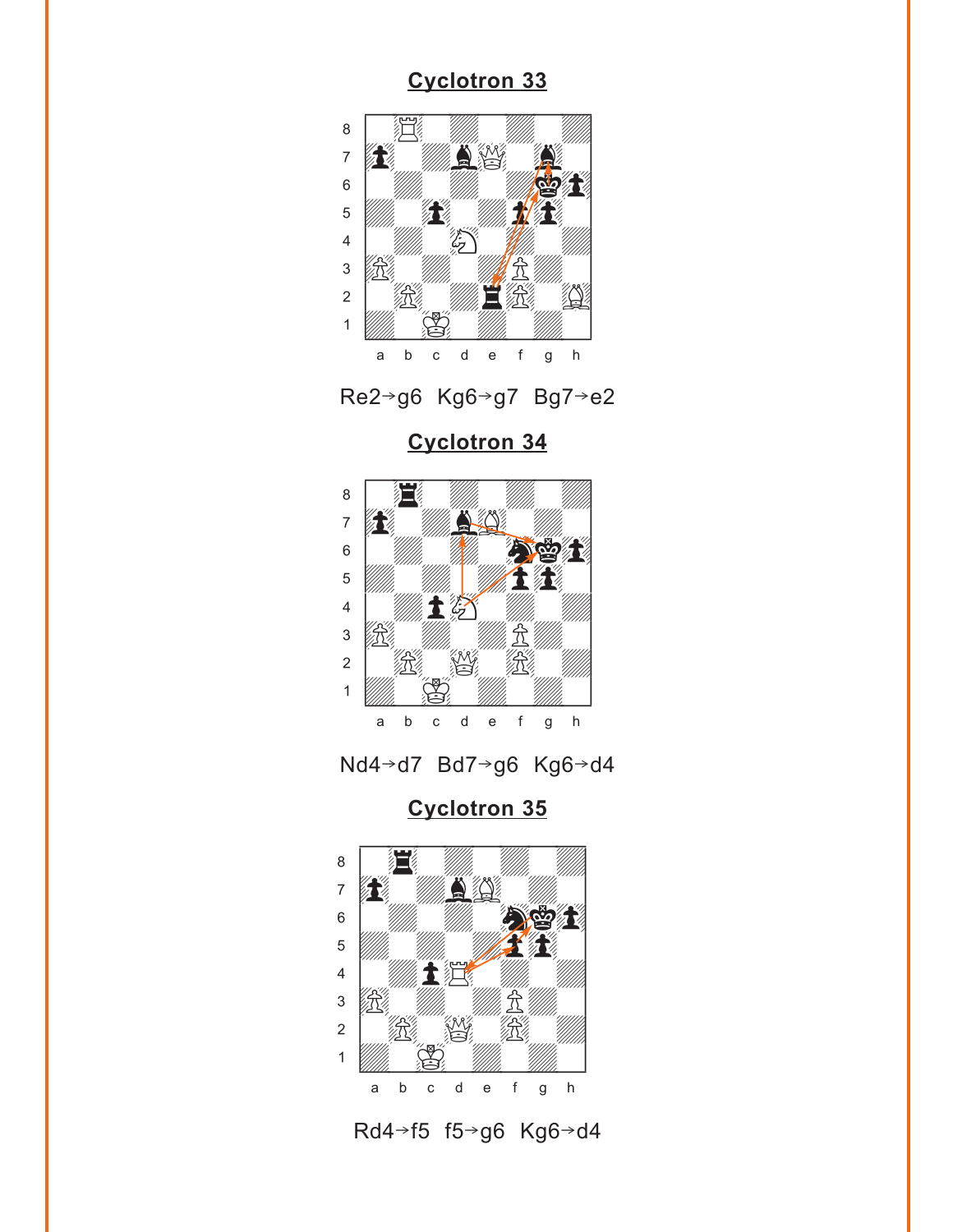## Cyclotron 33

Re2→g6  Kg6→g7  Bg7→e2

## Cyclotron 34

Nd4→d7  Bd7→g6  Kg6→d4

## Cyclotron 35

Rd4→f5  f5→g6  Kg6→d4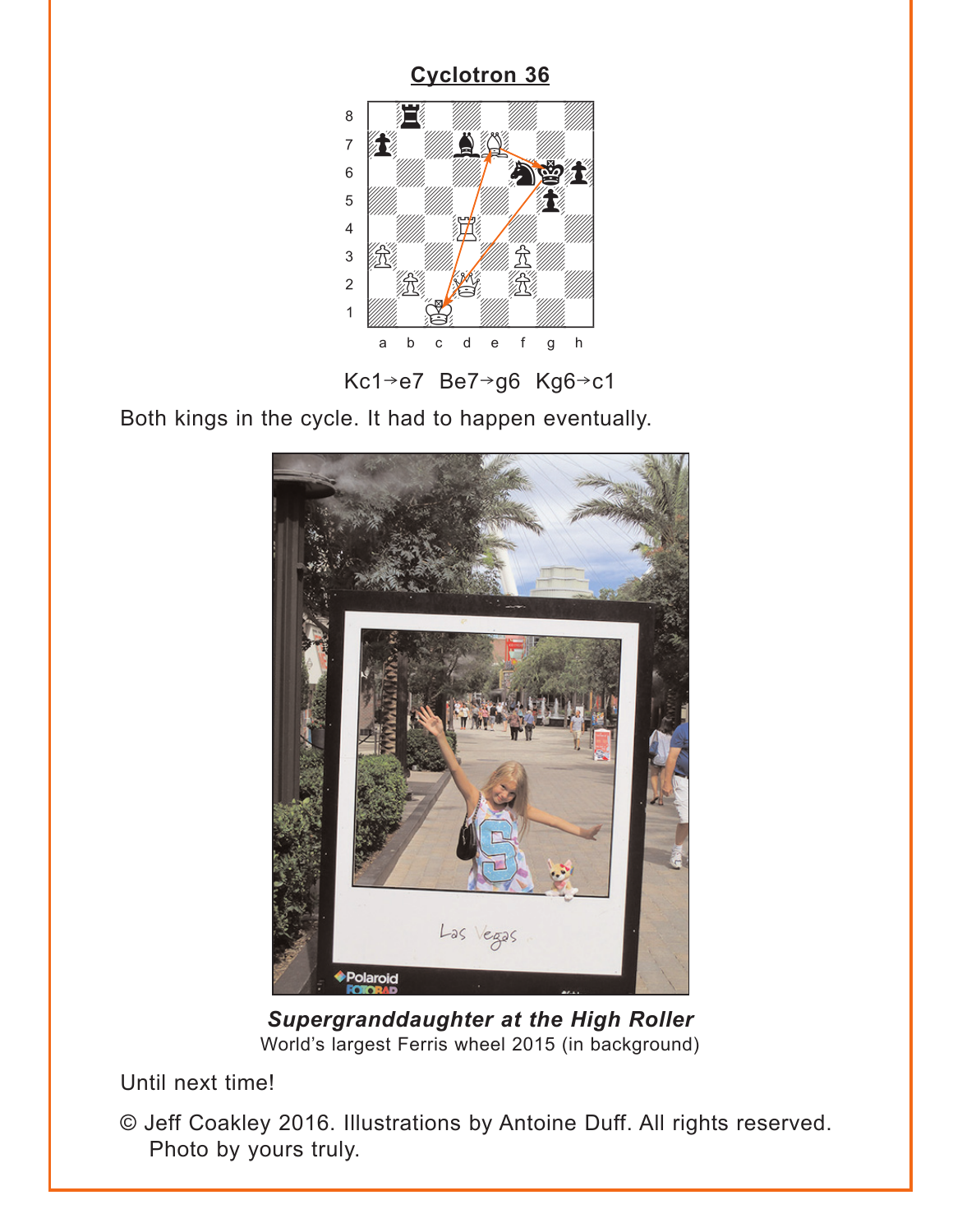**Cyclotron 36**

Kc1→e7 Be7→g6 Kg6→c1

Both kings in the cycle. It had to happen eventually.

***Supergranddaughter at the High Roller***

World's largest Ferris wheel 2015 (in background)

Until next time!

© Jeff Coakley 2016. Illustrations by Antoine Duff. All rights reserved.
Photo by yours truly.